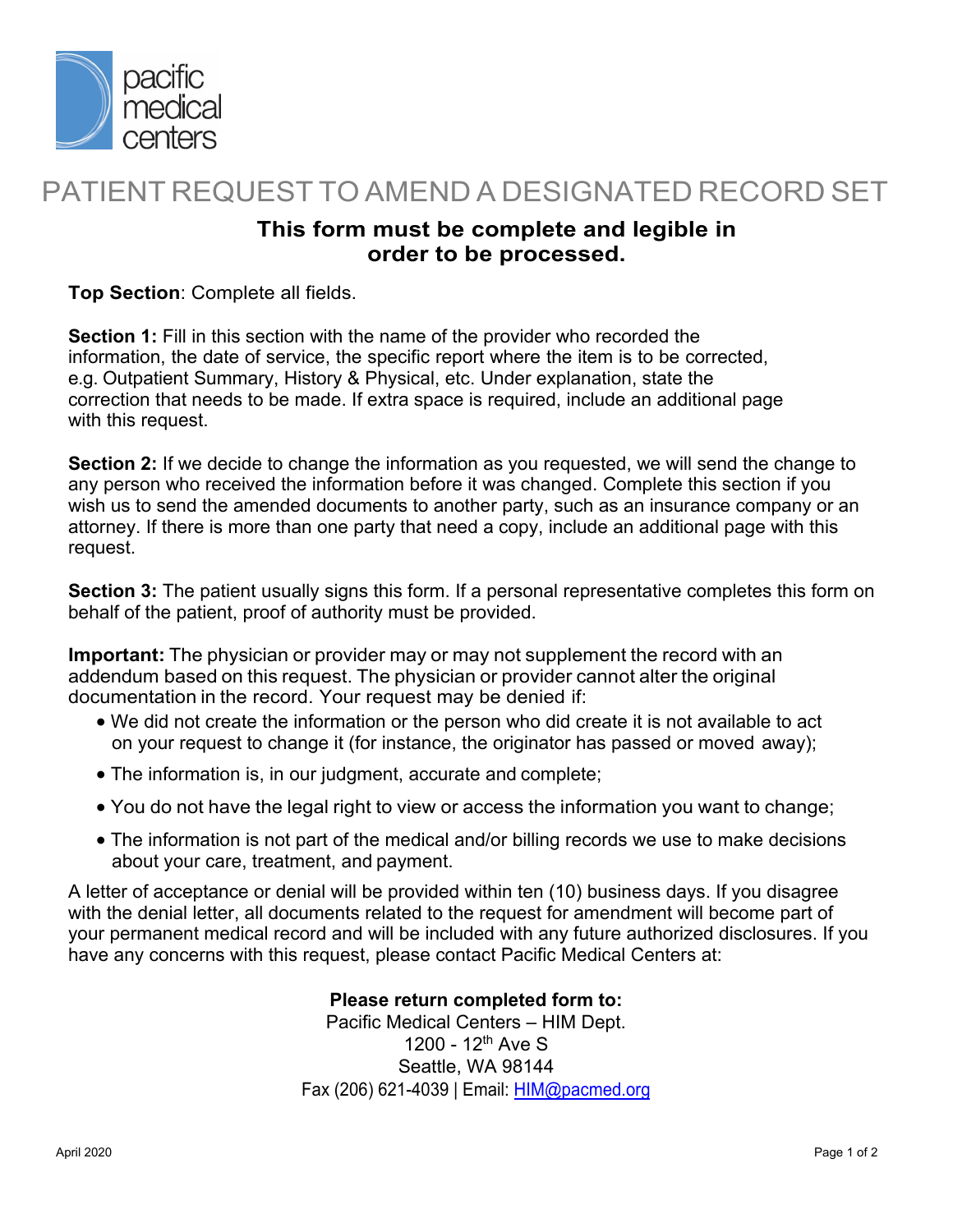pacific medical centers

# PATIENT REQUEST TO AMEND A DESIGNATED RECORD SET

## This form must be complete and legible in order to be processed.

**Top Section**: Complete all fields.

**Section 1:** Fill in this section with the name of the provider who recorded the information, the date of service, the specific report where the item is to be corrected, e.g. Outpatient Summary, History & Physical, etc. Under explanation, state the correction that needs to be made. If extra space is required, include an additional page with this request.

**Section 2:** If we decide to change the information as you requested, we will send the change to any person who received the information before it was changed. Complete this section if you wish us to send the amended documents to another party, such as an insurance company or an attorney. If there is more than one party that need a copy, include an additional page with this request.

**Section 3:** The patient usually signs this form. If a personal representative completes this form on behalf of the patient, proof of authority must be provided.

**Important:** The physician or provider may or may not supplement the record with an addendum based on this request. The physician or provider cannot alter the original documentation in the record. Your request may be denied if:

- We did not create the information or the person who did create it is not available to act on your request to change it (for instance, the originator has passed or moved away);
- The information is, in our judgment, accurate and complete;
- You do not have the legal right to view or access the information you want to change;
- The information is not part of the medical and/or billing records we use to make decisions about your care, treatment, and payment.

A letter of acceptance or denial will be provided within ten (10) business days. If you disagree with the denial letter, all documents related to the request for amendment will become part of your permanent medical record and will be included with any future authorized disclosures. If you have any concerns with this request, please contact Pacific Medical Centers at:

**Please return completed form to:**
Pacific Medical Centers – HIM Dept.
1200 - 12th Ave S
Seattle, WA 98144
Fax (206) 621-4039 | Email: HIM@pacmed.org

April 2020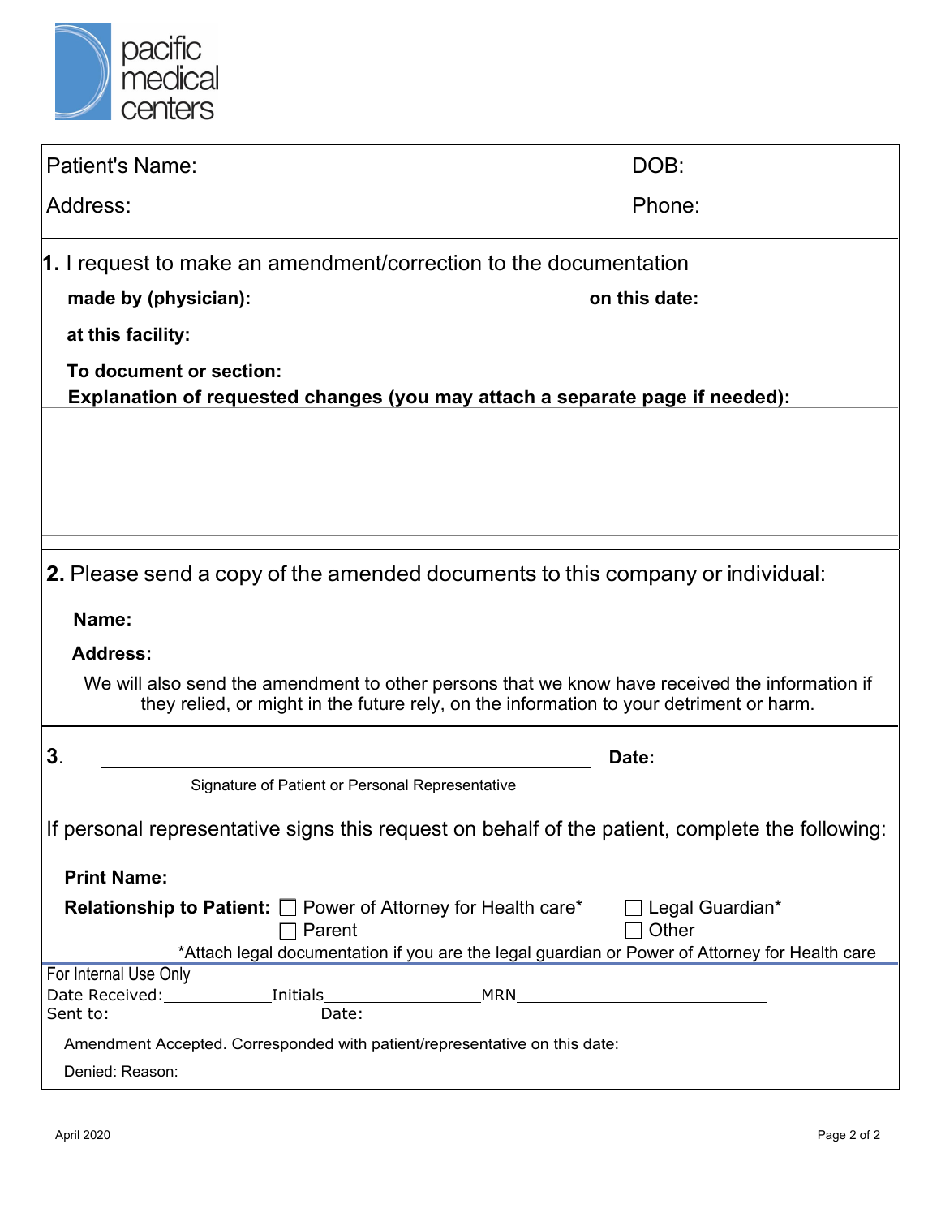pacific medical centers

Patient's Name: DOB:

Address: Phone:

**1.** I request to make an amendment/correction to the documentation

**made by (physician):** **on this date:**

**at this facility:**

**To document or section:**

**Explanation of requested changes (you may attach a separate page if needed):**

**2.** Please send a copy of the amended documents to this company or individual:

**Name:**

**Address:**

We will also send the amendment to other persons that we know have received the information if they relied, or might in the future rely, on the information to your detriment or harm.

**3.** ______________________________ **Date:**

Signature of Patient or Personal Representative

If personal representative signs this request on behalf of the patient, complete the following:

**Print Name:**

**Relationship to Patient:** ☐ Power of Attorney for Health care* ☐ Legal Guardian* ☐ Parent ☐ Other

*Attach legal documentation if you are the legal guardian or Power of Attorney for Health care

For Internal Use Only

Date Received:____________Initials________________MRN__________________________

Sent to:______________________Date: ___________

Amendment Accepted. Corresponded with patient/representative on this date:

Denied: Reason:

April 2020